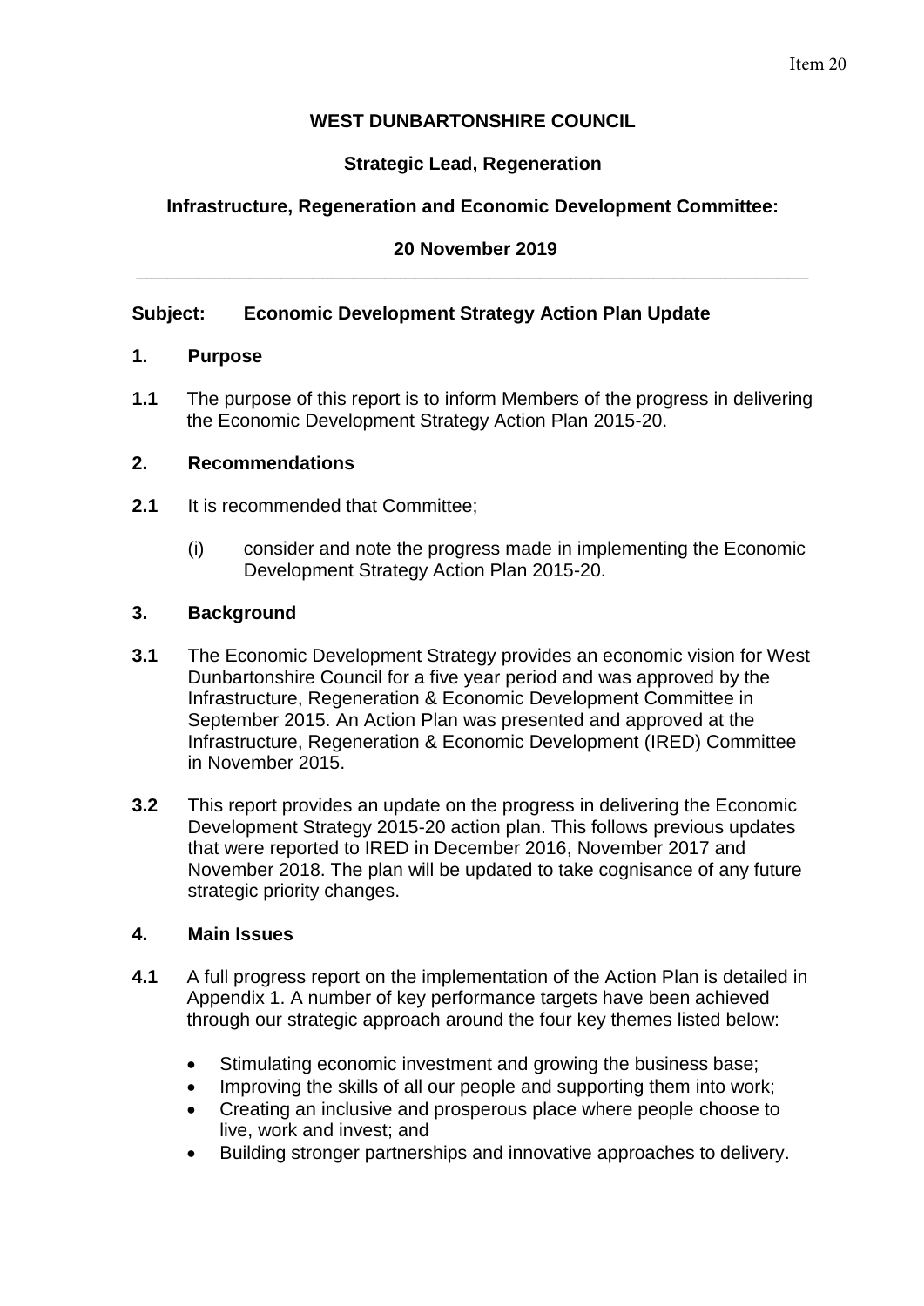Item 20

**WEST DUNBARTONSHIRE COUNCIL**

**Strategic Lead, Regeneration**

**Infrastructure, Regeneration and Economic Development Committee:**

**20 November 2019**

---

**Subject: Economic Development Strategy Action Plan Update**

## 1. Purpose

**1.1** The purpose of this report is to inform Members of the progress in delivering the Economic Development Strategy Action Plan 2015-20.

## 2. Recommendations

**2.1** It is recommended that Committee;

(i) consider and note the progress made in implementing the Economic Development Strategy Action Plan 2015-20.

## 3. Background

**3.1** The Economic Development Strategy provides an economic vision for West Dunbartonshire Council for a five year period and was approved by the Infrastructure, Regeneration & Economic Development Committee in September 2015. An Action Plan was presented and approved at the Infrastructure, Regeneration & Economic Development (IRED) Committee in November 2015.

**3.2** This report provides an update on the progress in delivering the Economic Development Strategy 2015-20 action plan. This follows previous updates that were reported to IRED in December 2016, November 2017 and November 2018. The plan will be updated to take cognisance of any future strategic priority changes.

## 4. Main Issues

**4.1** A full progress report on the implementation of the Action Plan is detailed in Appendix 1. A number of key performance targets have been achieved through our strategic approach around the four key themes listed below:

- Stimulating economic investment and growing the business base;
- Improving the skills of all our people and supporting them into work;
- Creating an inclusive and prosperous place where people choose to live, work and invest; and
- Building stronger partnerships and innovative approaches to delivery.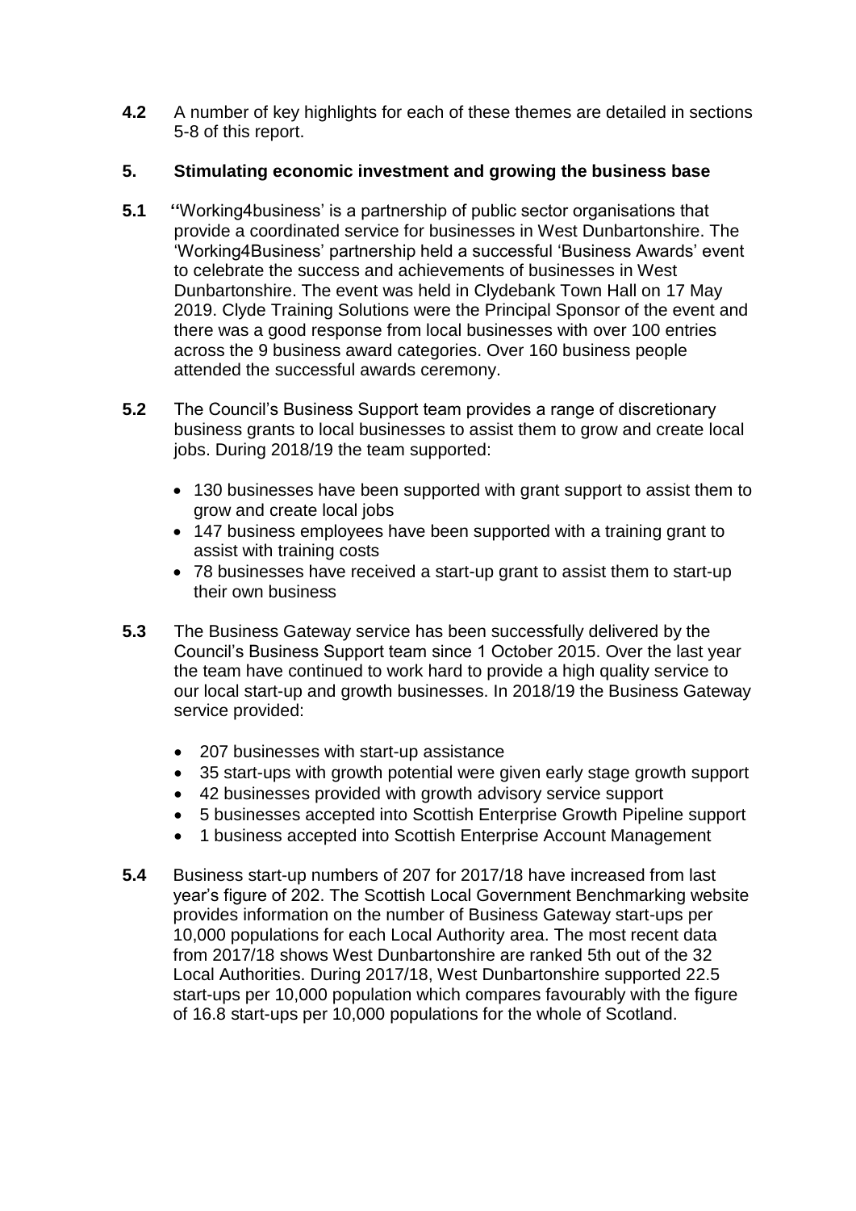**4.2** A number of key highlights for each of these themes are detailed in sections 5-8 of this report.

## 5. Stimulating economic investment and growing the business base

**5.1** ''Working4business' is a partnership of public sector organisations that provide a coordinated service for businesses in West Dunbartonshire. The 'Working4Business' partnership held a successful 'Business Awards' event to celebrate the success and achievements of businesses in West Dunbartonshire. The event was held in Clydebank Town Hall on 17 May 2019. Clyde Training Solutions were the Principal Sponsor of the event and there was a good response from local businesses with over 100 entries across the 9 business award categories. Over 160 business people attended the successful awards ceremony.

**5.2** The Council's Business Support team provides a range of discretionary business grants to local businesses to assist them to grow and create local jobs. During 2018/19 the team supported:

- 130 businesses have been supported with grant support to assist them to grow and create local jobs
- 147 business employees have been supported with a training grant to assist with training costs
- 78 businesses have received a start-up grant to assist them to start-up their own business

**5.3** The Business Gateway service has been successfully delivered by the Council's Business Support team since 1 October 2015. Over the last year the team have continued to work hard to provide a high quality service to our local start-up and growth businesses. In 2018/19 the Business Gateway service provided:

- 207 businesses with start-up assistance
- 35 start-ups with growth potential were given early stage growth support
- 42 businesses provided with growth advisory service support
- 5 businesses accepted into Scottish Enterprise Growth Pipeline support
- 1 business accepted into Scottish Enterprise Account Management

**5.4** Business start-up numbers of 207 for 2017/18 have increased from last year's figure of 202. The Scottish Local Government Benchmarking website provides information on the number of Business Gateway start-ups per 10,000 populations for each Local Authority area. The most recent data from 2017/18 shows West Dunbartonshire are ranked 5th out of the 32 Local Authorities. During 2017/18, West Dunbartonshire supported 22.5 start-ups per 10,000 population which compares favourably with the figure of 16.8 start-ups per 10,000 populations for the whole of Scotland.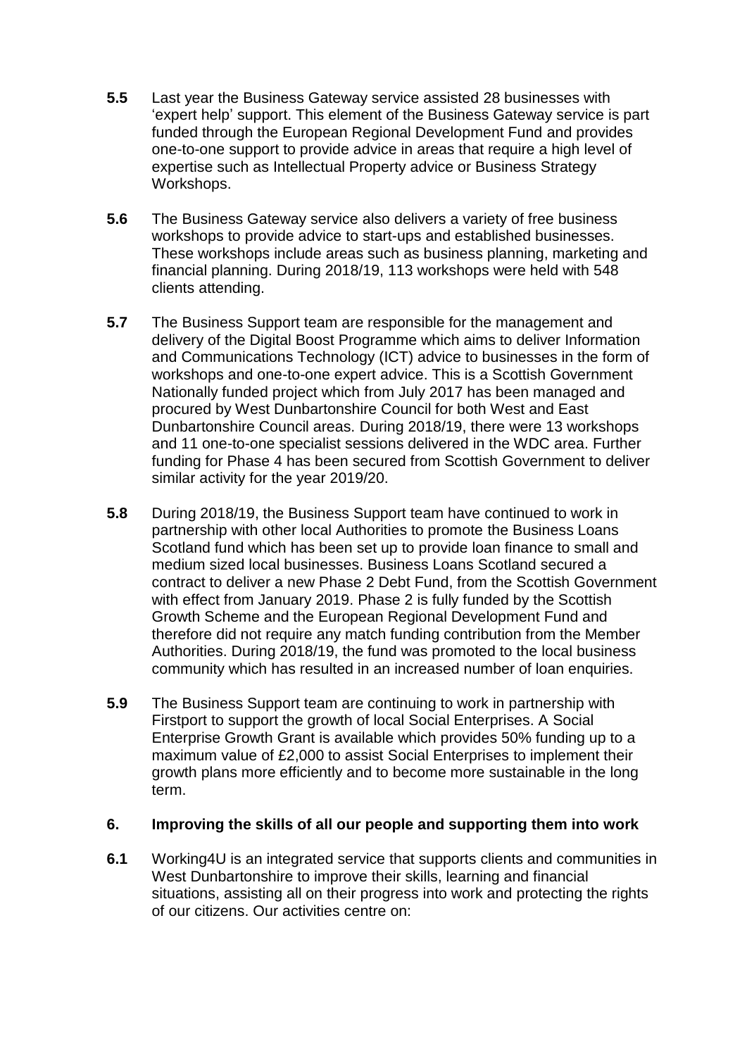**5.5** Last year the Business Gateway service assisted 28 businesses with 'expert help' support. This element of the Business Gateway service is part funded through the European Regional Development Fund and provides one-to-one support to provide advice in areas that require a high level of expertise such as Intellectual Property advice or Business Strategy Workshops.

**5.6** The Business Gateway service also delivers a variety of free business workshops to provide advice to start-ups and established businesses. These workshops include areas such as business planning, marketing and financial planning. During 2018/19, 113 workshops were held with 548 clients attending.

**5.7** The Business Support team are responsible for the management and delivery of the Digital Boost Programme which aims to deliver Information and Communications Technology (ICT) advice to businesses in the form of workshops and one-to-one expert advice. This is a Scottish Government Nationally funded project which from July 2017 has been managed and procured by West Dunbartonshire Council for both West and East Dunbartonshire Council areas. During 2018/19, there were 13 workshops and 11 one-to-one specialist sessions delivered in the WDC area. Further funding for Phase 4 has been secured from Scottish Government to deliver similar activity for the year 2019/20.

**5.8** During 2018/19, the Business Support team have continued to work in partnership with other local Authorities to promote the Business Loans Scotland fund which has been set up to provide loan finance to small and medium sized local businesses. Business Loans Scotland secured a contract to deliver a new Phase 2 Debt Fund, from the Scottish Government with effect from January 2019. Phase 2 is fully funded by the Scottish Growth Scheme and the European Regional Development Fund and therefore did not require any match funding contribution from the Member Authorities. During 2018/19, the fund was promoted to the local business community which has resulted in an increased number of loan enquiries.

**5.9** The Business Support team are continuing to work in partnership with Firstport to support the growth of local Social Enterprises. A Social Enterprise Growth Grant is available which provides 50% funding up to a maximum value of £2,000 to assist Social Enterprises to implement their growth plans more efficiently and to become more sustainable in the long term.

## 6. Improving the skills of all our people and supporting them into work

**6.1** Working4U is an integrated service that supports clients and communities in West Dunbartonshire to improve their skills, learning and financial situations, assisting all on their progress into work and protecting the rights of our citizens. Our activities centre on: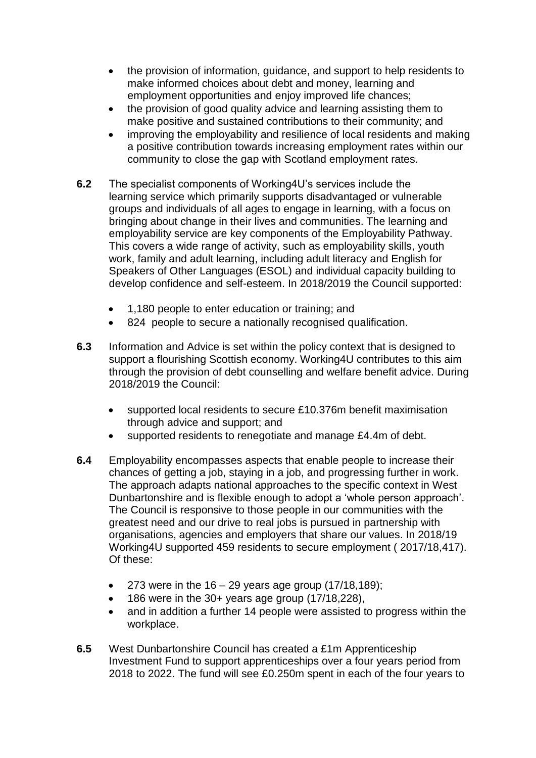- the provision of information, guidance, and support to help residents to make informed choices about debt and money, learning and employment opportunities and enjoy improved life chances;
- the provision of good quality advice and learning assisting them to make positive and sustained contributions to their community; and
- improving the employability and resilience of local residents and making a positive contribution towards increasing employment rates within our community to close the gap with Scotland employment rates.

**6.2** The specialist components of Working4U's services include the learning service which primarily supports disadvantaged or vulnerable groups and individuals of all ages to engage in learning, with a focus on bringing about change in their lives and communities. The learning and employability service are key components of the Employability Pathway. This covers a wide range of activity, such as employability skills, youth work, family and adult learning, including adult literacy and English for Speakers of Other Languages (ESOL) and individual capacity building to develop confidence and self-esteem. In 2018/2019 the Council supported:

- 1,180 people to enter education or training; and
- 824 people to secure a nationally recognised qualification.

**6.3** Information and Advice is set within the policy context that is designed to support a flourishing Scottish economy. Working4U contributes to this aim through the provision of debt counselling and welfare benefit advice. During 2018/2019 the Council:

- supported local residents to secure £10.376m benefit maximisation through advice and support; and
- supported residents to renegotiate and manage £4.4m of debt.

**6.4** Employability encompasses aspects that enable people to increase their chances of getting a job, staying in a job, and progressing further in work. The approach adapts national approaches to the specific context in West Dunbartonshire and is flexible enough to adopt a 'whole person approach'. The Council is responsive to those people in our communities with the greatest need and our drive to real jobs is pursued in partnership with organisations, agencies and employers that share our values. In 2018/19 Working4U supported 459 residents to secure employment ( 2017/18,417). Of these:

- 273 were in the 16 – 29 years age group (17/18,189);
- 186 were in the 30+ years age group (17/18,228),
- and in addition a further 14 people were assisted to progress within the workplace.

**6.5** West Dunbartonshire Council has created a £1m Apprenticeship Investment Fund to support apprenticeships over a four years period from 2018 to 2022. The fund will see £0.250m spent in each of the four years to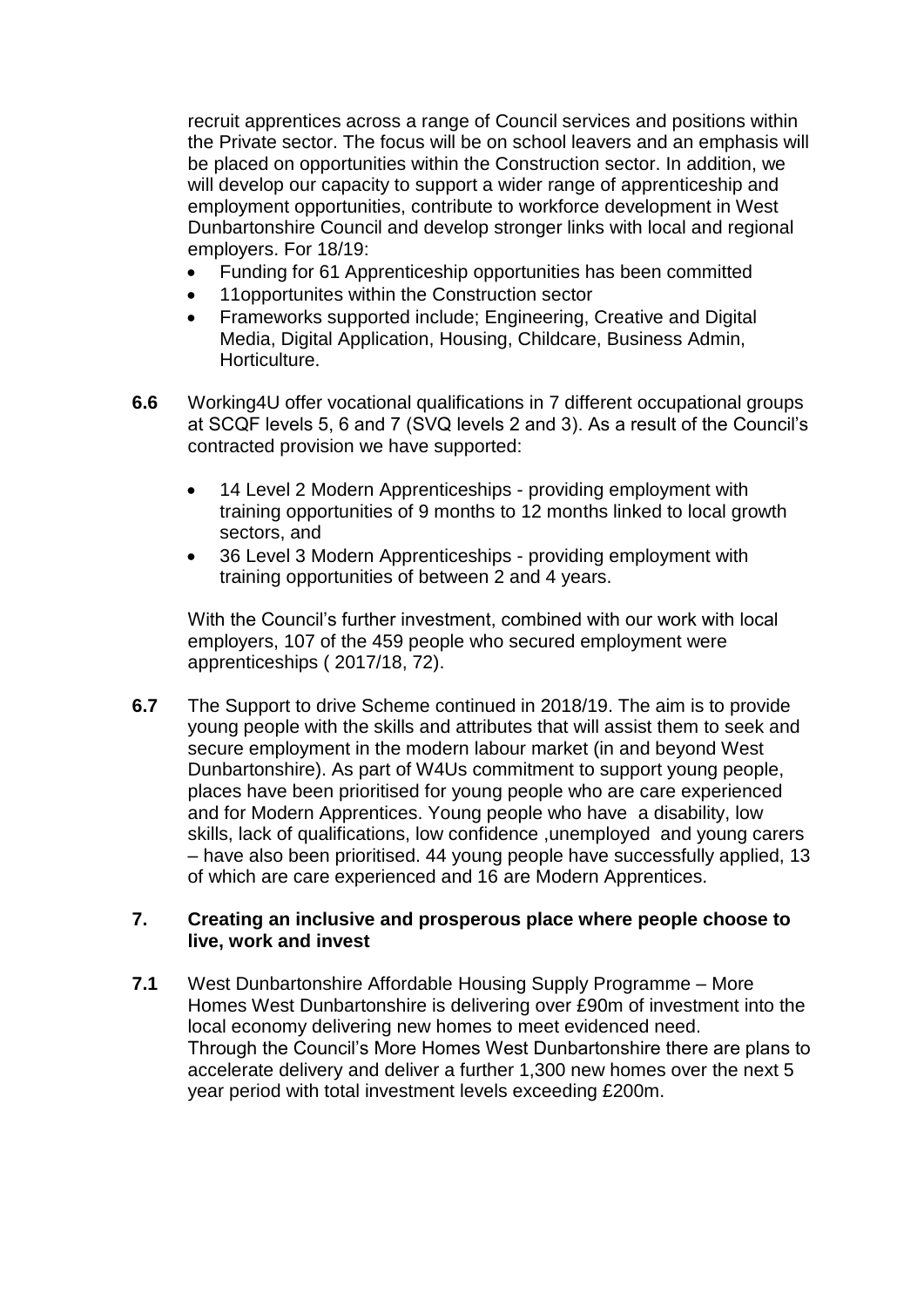recruit apprentices across a range of Council services and positions within the Private sector. The focus will be on school leavers and an emphasis will be placed on opportunities within the Construction sector. In addition, we will develop our capacity to support a wider range of apprenticeship and employment opportunities, contribute to workforce development in West Dunbartonshire Council and develop stronger links with local and regional employers. For 18/19:

- Funding for 61 Apprenticeship opportunities has been committed
- 11opportunites within the Construction sector
- Frameworks supported include; Engineering, Creative and Digital Media, Digital Application, Housing, Childcare, Business Admin, Horticulture.

**6.6** Working4U offer vocational qualifications in 7 different occupational groups at SCQF levels 5, 6 and 7 (SVQ levels 2 and 3). As a result of the Council's contracted provision we have supported:

- 14 Level 2 Modern Apprenticeships - providing employment with training opportunities of 9 months to 12 months linked to local growth sectors, and
- 36 Level 3 Modern Apprenticeships - providing employment with training opportunities of between 2 and 4 years.

With the Council's further investment, combined with our work with local employers, 107 of the 459 people who secured employment were apprenticeships ( 2017/18, 72).

**6.7** The Support to drive Scheme continued in 2018/19. The aim is to provide young people with the skills and attributes that will assist them to seek and secure employment in the modern labour market (in and beyond West Dunbartonshire). As part of W4Us commitment to support young people, places have been prioritised for young people who are care experienced and for Modern Apprentices. Young people who have a disability, low skills, lack of qualifications, low confidence ,unemployed and young carers – have also been prioritised. 44 young people have successfully applied, 13 of which are care experienced and 16 are Modern Apprentices.

## 7. Creating an inclusive and prosperous place where people choose to live, work and invest

**7.1** West Dunbartonshire Affordable Housing Supply Programme – More Homes West Dunbartonshire is delivering over £90m of investment into the local economy delivering new homes to meet evidenced need. Through the Council's More Homes West Dunbartonshire there are plans to accelerate delivery and deliver a further 1,300 new homes over the next 5 year period with total investment levels exceeding £200m.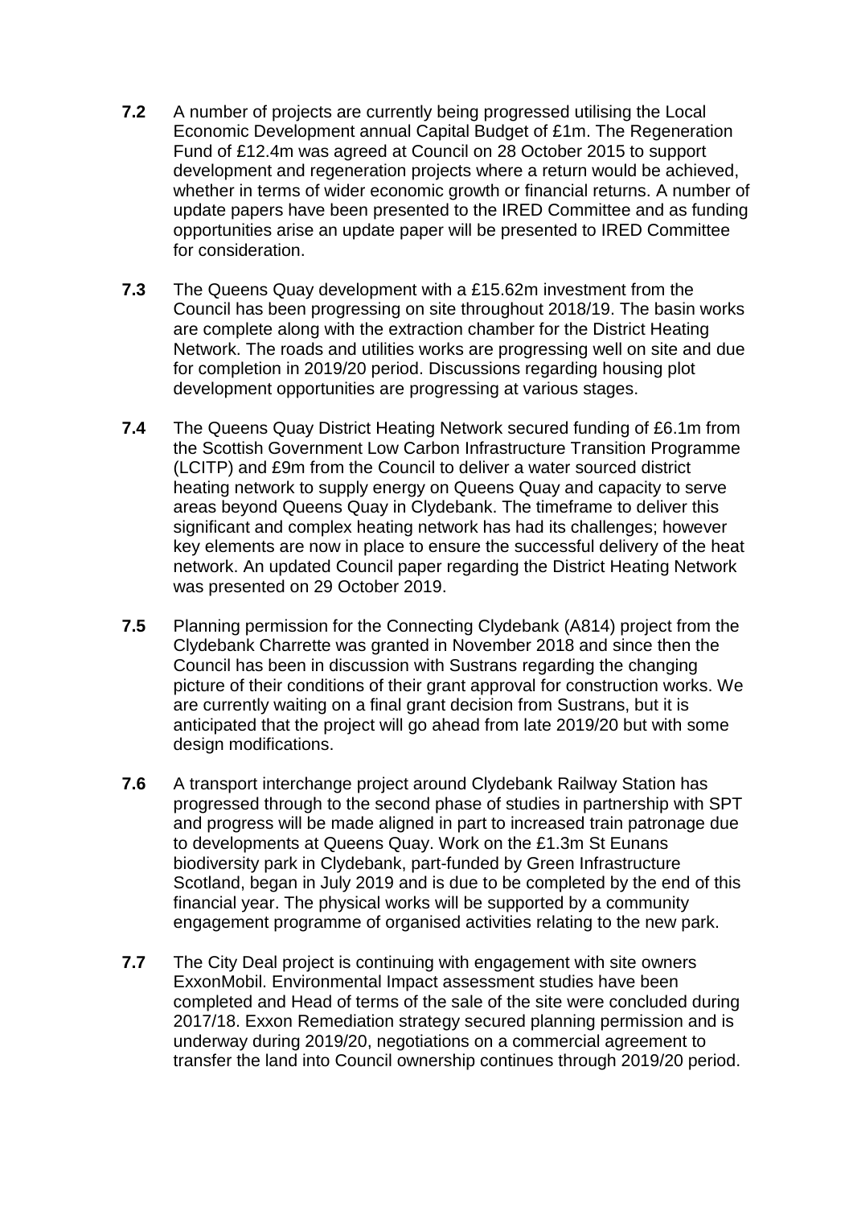**7.2** A number of projects are currently being progressed utilising the Local Economic Development annual Capital Budget of £1m. The Regeneration Fund of £12.4m was agreed at Council on 28 October 2015 to support development and regeneration projects where a return would be achieved, whether in terms of wider economic growth or financial returns. A number of update papers have been presented to the IRED Committee and as funding opportunities arise an update paper will be presented to IRED Committee for consideration.

**7.3** The Queens Quay development with a £15.62m investment from the Council has been progressing on site throughout 2018/19. The basin works are complete along with the extraction chamber for the District Heating Network. The roads and utilities works are progressing well on site and due for completion in 2019/20 period. Discussions regarding housing plot development opportunities are progressing at various stages.

**7.4** The Queens Quay District Heating Network secured funding of £6.1m from the Scottish Government Low Carbon Infrastructure Transition Programme (LCITP) and £9m from the Council to deliver a water sourced district heating network to supply energy on Queens Quay and capacity to serve areas beyond Queens Quay in Clydebank. The timeframe to deliver this significant and complex heating network has had its challenges; however key elements are now in place to ensure the successful delivery of the heat network. An updated Council paper regarding the District Heating Network was presented on 29 October 2019.

**7.5** Planning permission for the Connecting Clydebank (A814) project from the Clydebank Charrette was granted in November 2018 and since then the Council has been in discussion with Sustrans regarding the changing picture of their conditions of their grant approval for construction works. We are currently waiting on a final grant decision from Sustrans, but it is anticipated that the project will go ahead from late 2019/20 but with some design modifications.

**7.6** A transport interchange project around Clydebank Railway Station has progressed through to the second phase of studies in partnership with SPT and progress will be made aligned in part to increased train patronage due to developments at Queens Quay. Work on the £1.3m St Eunans biodiversity park in Clydebank, part-funded by Green Infrastructure Scotland, began in July 2019 and is due to be completed by the end of this financial year. The physical works will be supported by a community engagement programme of organised activities relating to the new park.

**7.7** The City Deal project is continuing with engagement with site owners ExxonMobil. Environmental Impact assessment studies have been completed and Head of terms of the sale of the site were concluded during 2017/18. Exxon Remediation strategy secured planning permission and is underway during 2019/20, negotiations on a commercial agreement to transfer the land into Council ownership continues through 2019/20 period.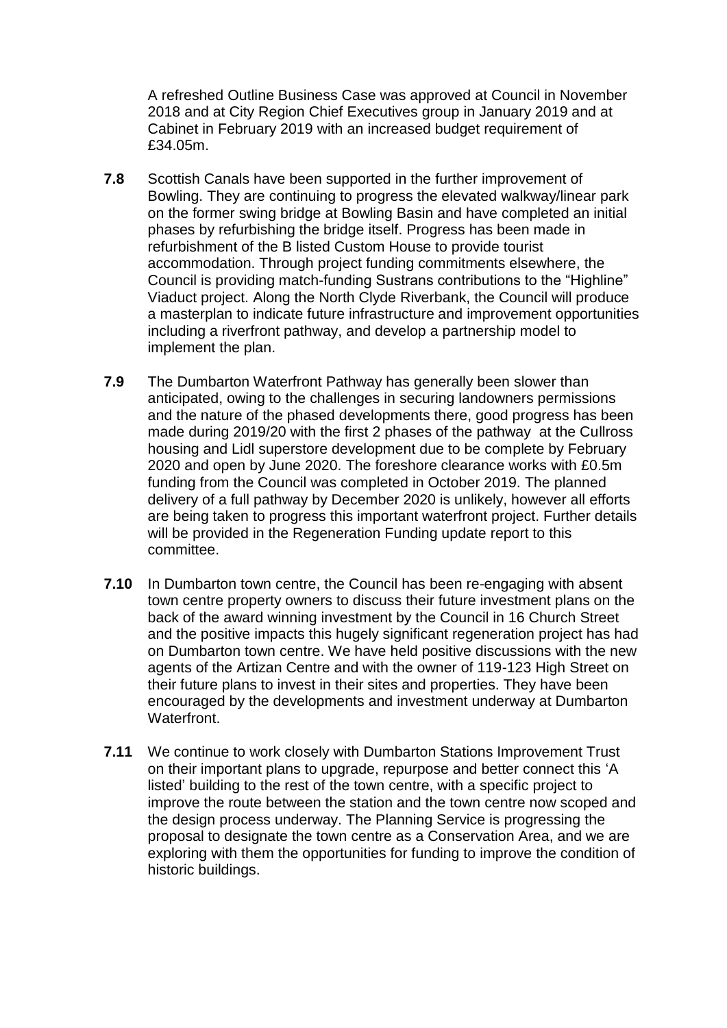A refreshed Outline Business Case was approved at Council in November 2018 and at City Region Chief Executives group in January 2019 and at Cabinet in February 2019 with an increased budget requirement of £34.05m.

**7.8** Scottish Canals have been supported in the further improvement of Bowling. They are continuing to progress the elevated walkway/linear park on the former swing bridge at Bowling Basin and have completed an initial phases by refurbishing the bridge itself. Progress has been made in refurbishment of the B listed Custom House to provide tourist accommodation. Through project funding commitments elsewhere, the Council is providing match-funding Sustrans contributions to the "Highline" Viaduct project. Along the North Clyde Riverbank, the Council will produce a masterplan to indicate future infrastructure and improvement opportunities including a riverfront pathway, and develop a partnership model to implement the plan.

**7.9** The Dumbarton Waterfront Pathway has generally been slower than anticipated, owing to the challenges in securing landowners permissions and the nature of the phased developments there, good progress has been made during 2019/20 with the first 2 phases of the pathway at the Cullross housing and Lidl superstore development due to be complete by February 2020 and open by June 2020. The foreshore clearance works with £0.5m funding from the Council was completed in October 2019. The planned delivery of a full pathway by December 2020 is unlikely, however all efforts are being taken to progress this important waterfront project. Further details will be provided in the Regeneration Funding update report to this committee.

**7.10** In Dumbarton town centre, the Council has been re-engaging with absent town centre property owners to discuss their future investment plans on the back of the award winning investment by the Council in 16 Church Street and the positive impacts this hugely significant regeneration project has had on Dumbarton town centre. We have held positive discussions with the new agents of the Artizan Centre and with the owner of 119-123 High Street on their future plans to invest in their sites and properties. They have been encouraged by the developments and investment underway at Dumbarton Waterfront.

**7.11** We continue to work closely with Dumbarton Stations Improvement Trust on their important plans to upgrade, repurpose and better connect this 'A listed' building to the rest of the town centre, with a specific project to improve the route between the station and the town centre now scoped and the design process underway. The Planning Service is progressing the proposal to designate the town centre as a Conservation Area, and we are exploring with them the opportunities for funding to improve the condition of historic buildings.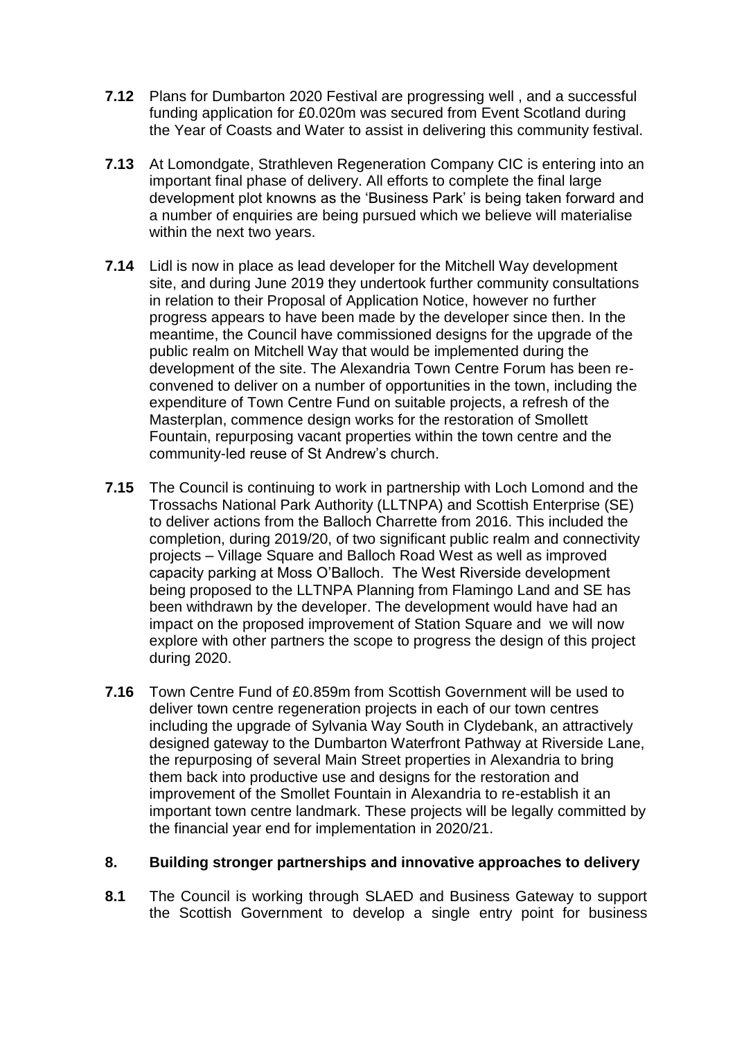**7.12** Plans for Dumbarton 2020 Festival are progressing well , and a successful funding application for £0.020m was secured from Event Scotland during the Year of Coasts and Water to assist in delivering this community festival.

**7.13** At Lomondgate, Strathleven Regeneration Company CIC is entering into an important final phase of delivery. All efforts to complete the final large development plot knowns as the 'Business Park' is being taken forward and a number of enquiries are being pursued which we believe will materialise within the next two years.

**7.14** Lidl is now in place as lead developer for the Mitchell Way development site, and during June 2019 they undertook further community consultations in relation to their Proposal of Application Notice, however no further progress appears to have been made by the developer since then. In the meantime, the Council have commissioned designs for the upgrade of the public realm on Mitchell Way that would be implemented during the development of the site. The Alexandria Town Centre Forum has been re-convened to deliver on a number of opportunities in the town, including the expenditure of Town Centre Fund on suitable projects, a refresh of the Masterplan, commence design works for the restoration of Smollett Fountain, repurposing vacant properties within the town centre and the community-led reuse of St Andrew's church.

**7.15** The Council is continuing to work in partnership with Loch Lomond and the Trossachs National Park Authority (LLTNPA) and Scottish Enterprise (SE) to deliver actions from the Balloch Charrette from 2016. This included the completion, during 2019/20, of two significant public realm and connectivity projects – Village Square and Balloch Road West as well as improved capacity parking at Moss O'Balloch. The West Riverside development being proposed to the LLTNPA Planning from Flamingo Land and SE has been withdrawn by the developer. The development would have had an impact on the proposed improvement of Station Square and we will now explore with other partners the scope to progress the design of this project during 2020.

**7.16** Town Centre Fund of £0.859m from Scottish Government will be used to deliver town centre regeneration projects in each of our town centres including the upgrade of Sylvania Way South in Clydebank, an attractively designed gateway to the Dumbarton Waterfront Pathway at Riverside Lane, the repurposing of several Main Street properties in Alexandria to bring them back into productive use and designs for the restoration and improvement of the Smollet Fountain in Alexandria to re-establish it an important town centre landmark. These projects will be legally committed by the financial year end for implementation in 2020/21.

## 8. Building stronger partnerships and innovative approaches to delivery

**8.1** The Council is working through SLAED and Business Gateway to support the Scottish Government to develop a single entry point for business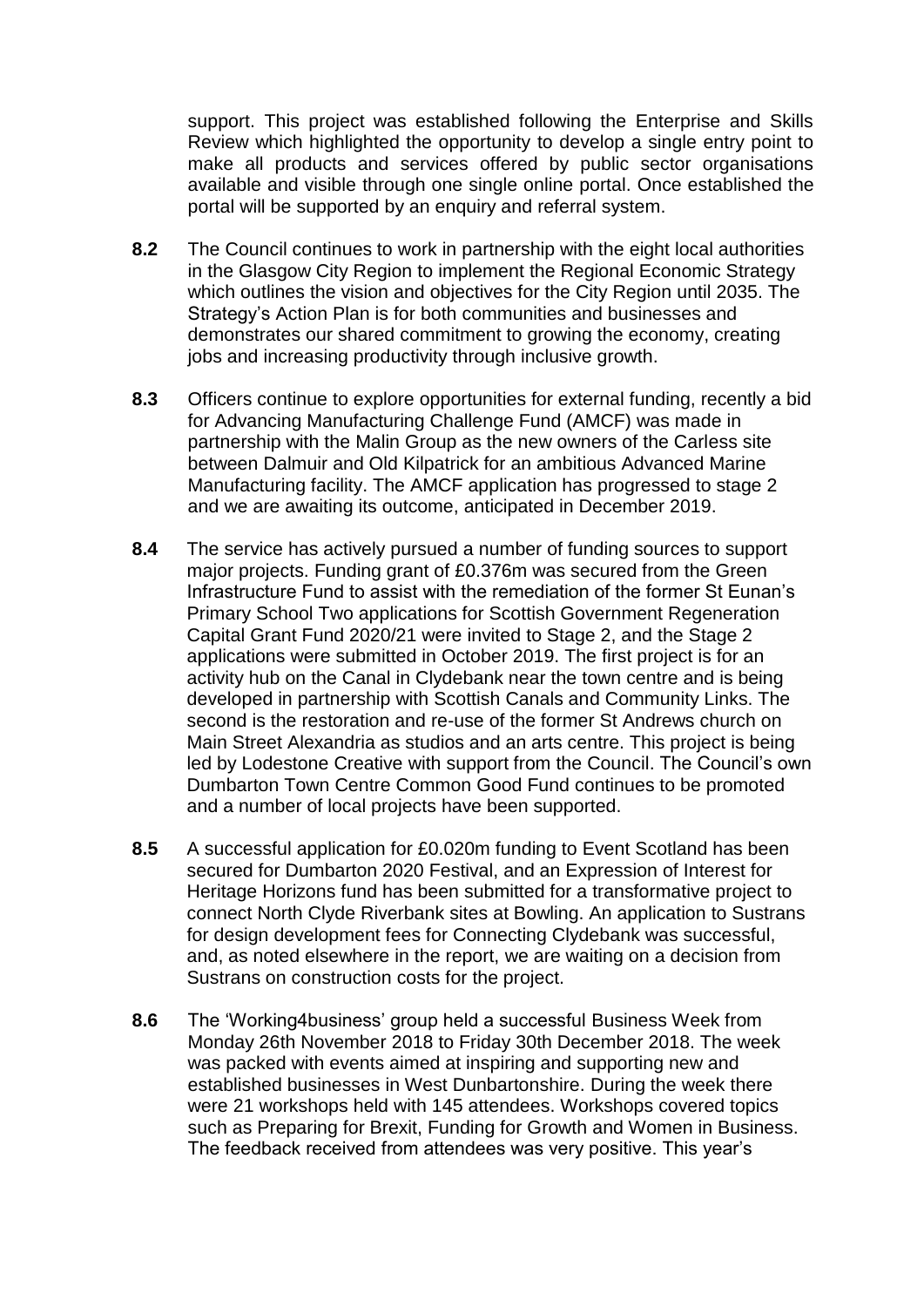support. This project was established following the Enterprise and Skills Review which highlighted the opportunity to develop a single entry point to make all products and services offered by public sector organisations available and visible through one single online portal. Once established the portal will be supported by an enquiry and referral system.

**8.2** The Council continues to work in partnership with the eight local authorities in the Glasgow City Region to implement the Regional Economic Strategy which outlines the vision and objectives for the City Region until 2035. The Strategy's Action Plan is for both communities and businesses and demonstrates our shared commitment to growing the economy, creating jobs and increasing productivity through inclusive growth.

**8.3** Officers continue to explore opportunities for external funding, recently a bid for Advancing Manufacturing Challenge Fund (AMCF) was made in partnership with the Malin Group as the new owners of the Carless site between Dalmuir and Old Kilpatrick for an ambitious Advanced Marine Manufacturing facility. The AMCF application has progressed to stage 2 and we are awaiting its outcome, anticipated in December 2019.

**8.4** The service has actively pursued a number of funding sources to support major projects. Funding grant of £0.376m was secured from the Green Infrastructure Fund to assist with the remediation of the former St Eunan's Primary School Two applications for Scottish Government Regeneration Capital Grant Fund 2020/21 were invited to Stage 2, and the Stage 2 applications were submitted in October 2019. The first project is for an activity hub on the Canal in Clydebank near the town centre and is being developed in partnership with Scottish Canals and Community Links. The second is the restoration and re-use of the former St Andrews church on Main Street Alexandria as studios and an arts centre. This project is being led by Lodestone Creative with support from the Council. The Council's own Dumbarton Town Centre Common Good Fund continues to be promoted and a number of local projects have been supported.

**8.5** A successful application for £0.020m funding to Event Scotland has been secured for Dumbarton 2020 Festival, and an Expression of Interest for Heritage Horizons fund has been submitted for a transformative project to connect North Clyde Riverbank sites at Bowling. An application to Sustrans for design development fees for Connecting Clydebank was successful, and, as noted elsewhere in the report, we are waiting on a decision from Sustrans on construction costs for the project.

**8.6** The 'Working4business' group held a successful Business Week from Monday 26th November 2018 to Friday 30th December 2018. The week was packed with events aimed at inspiring and supporting new and established businesses in West Dunbartonshire. During the week there were 21 workshops held with 145 attendees. Workshops covered topics such as Preparing for Brexit, Funding for Growth and Women in Business. The feedback received from attendees was very positive. This year's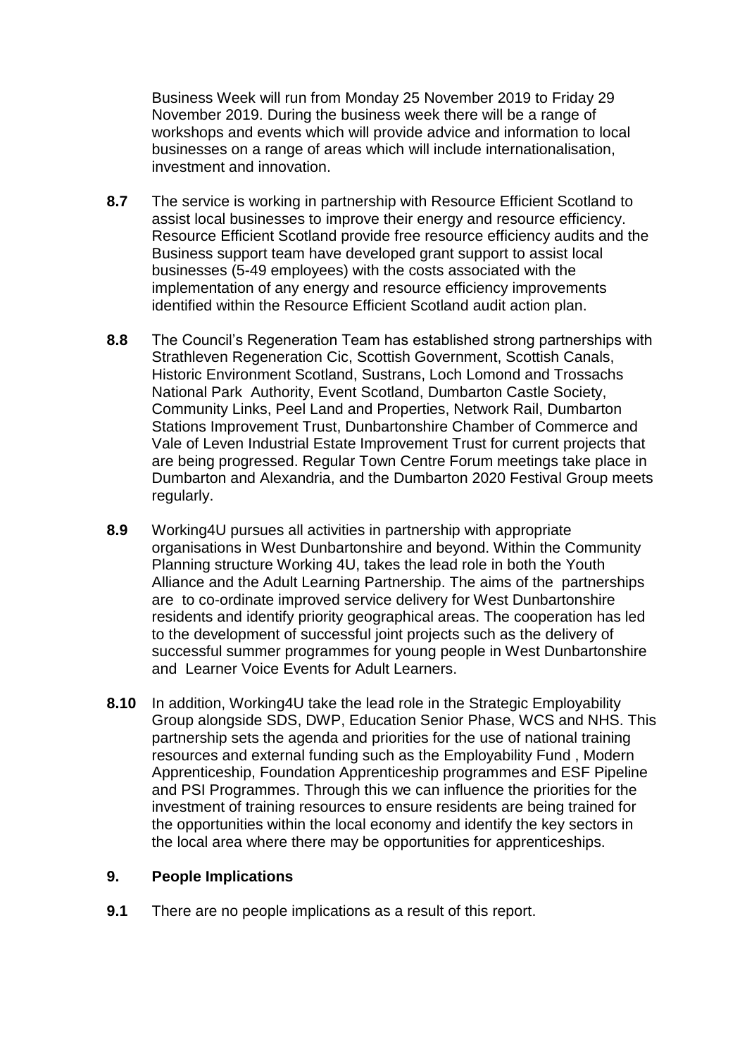Business Week will run from Monday 25 November 2019 to Friday 29 November 2019. During the business week there will be a range of workshops and events which will provide advice and information to local businesses on a range of areas which will include internationalisation, investment and innovation.

**8.7** The service is working in partnership with Resource Efficient Scotland to assist local businesses to improve their energy and resource efficiency. Resource Efficient Scotland provide free resource efficiency audits and the Business support team have developed grant support to assist local businesses (5-49 employees) with the costs associated with the implementation of any energy and resource efficiency improvements identified within the Resource Efficient Scotland audit action plan.

**8.8** The Council's Regeneration Team has established strong partnerships with Strathleven Regeneration Cic, Scottish Government, Scottish Canals, Historic Environment Scotland, Sustrans, Loch Lomond and Trossachs National Park Authority, Event Scotland, Dumbarton Castle Society, Community Links, Peel Land and Properties, Network Rail, Dumbarton Stations Improvement Trust, Dunbartonshire Chamber of Commerce and Vale of Leven Industrial Estate Improvement Trust for current projects that are being progressed. Regular Town Centre Forum meetings take place in Dumbarton and Alexandria, and the Dumbarton 2020 Festival Group meets regularly.

**8.9** Working4U pursues all activities in partnership with appropriate organisations in West Dunbartonshire and beyond. Within the Community Planning structure Working 4U, takes the lead role in both the Youth Alliance and the Adult Learning Partnership. The aims of the partnerships are to co-ordinate improved service delivery for West Dunbartonshire residents and identify priority geographical areas. The cooperation has led to the development of successful joint projects such as the delivery of successful summer programmes for young people in West Dunbartonshire and Learner Voice Events for Adult Learners.

**8.10** In addition, Working4U take the lead role in the Strategic Employability Group alongside SDS, DWP, Education Senior Phase, WCS and NHS. This partnership sets the agenda and priorities for the use of national training resources and external funding such as the Employability Fund , Modern Apprenticeship, Foundation Apprenticeship programmes and ESF Pipeline and PSI Programmes. Through this we can influence the priorities for the investment of training resources to ensure residents are being trained for the opportunities within the local economy and identify the key sectors in the local area where there may be opportunities for apprenticeships.

## 9. People Implications

**9.1** There are no people implications as a result of this report.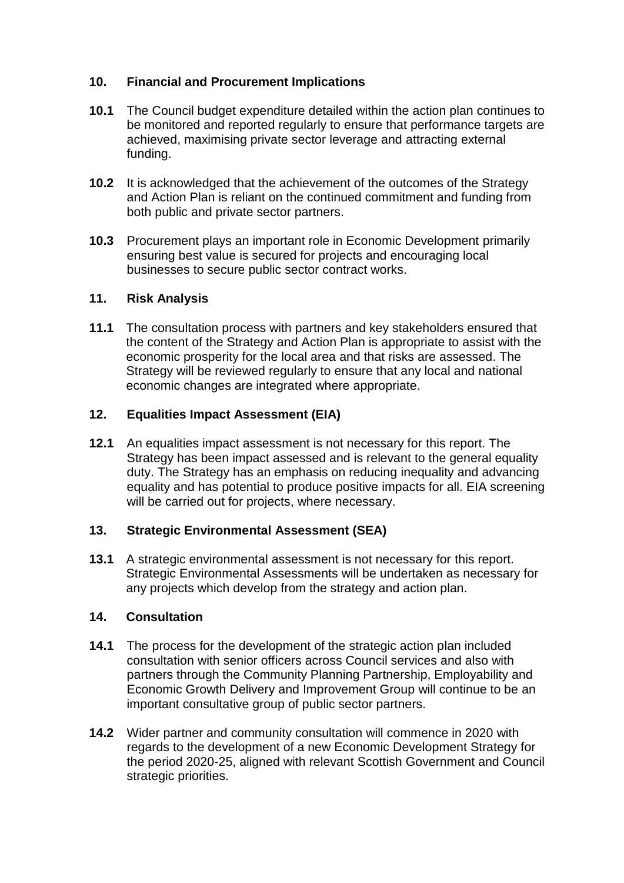## 10. Financial and Procurement Implications

**10.1** The Council budget expenditure detailed within the action plan continues to be monitored and reported regularly to ensure that performance targets are achieved, maximising private sector leverage and attracting external funding.

**10.2** It is acknowledged that the achievement of the outcomes of the Strategy and Action Plan is reliant on the continued commitment and funding from both public and private sector partners.

**10.3** Procurement plays an important role in Economic Development primarily ensuring best value is secured for projects and encouraging local businesses to secure public sector contract works.

## 11. Risk Analysis

**11.1** The consultation process with partners and key stakeholders ensured that the content of the Strategy and Action Plan is appropriate to assist with the economic prosperity for the local area and that risks are assessed. The Strategy will be reviewed regularly to ensure that any local and national economic changes are integrated where appropriate.

## 12. Equalities Impact Assessment (EIA)

**12.1** An equalities impact assessment is not necessary for this report. The Strategy has been impact assessed and is relevant to the general equality duty. The Strategy has an emphasis on reducing inequality and advancing equality and has potential to produce positive impacts for all. EIA screening will be carried out for projects, where necessary.

## 13. Strategic Environmental Assessment (SEA)

**13.1** A strategic environmental assessment is not necessary for this report. Strategic Environmental Assessments will be undertaken as necessary for any projects which develop from the strategy and action plan.

## 14. Consultation

**14.1** The process for the development of the strategic action plan included consultation with senior officers across Council services and also with partners through the Community Planning Partnership, Employability and Economic Growth Delivery and Improvement Group will continue to be an important consultative group of public sector partners.

**14.2** Wider partner and community consultation will commence in 2020 with regards to the development of a new Economic Development Strategy for the period 2020-25, aligned with relevant Scottish Government and Council strategic priorities.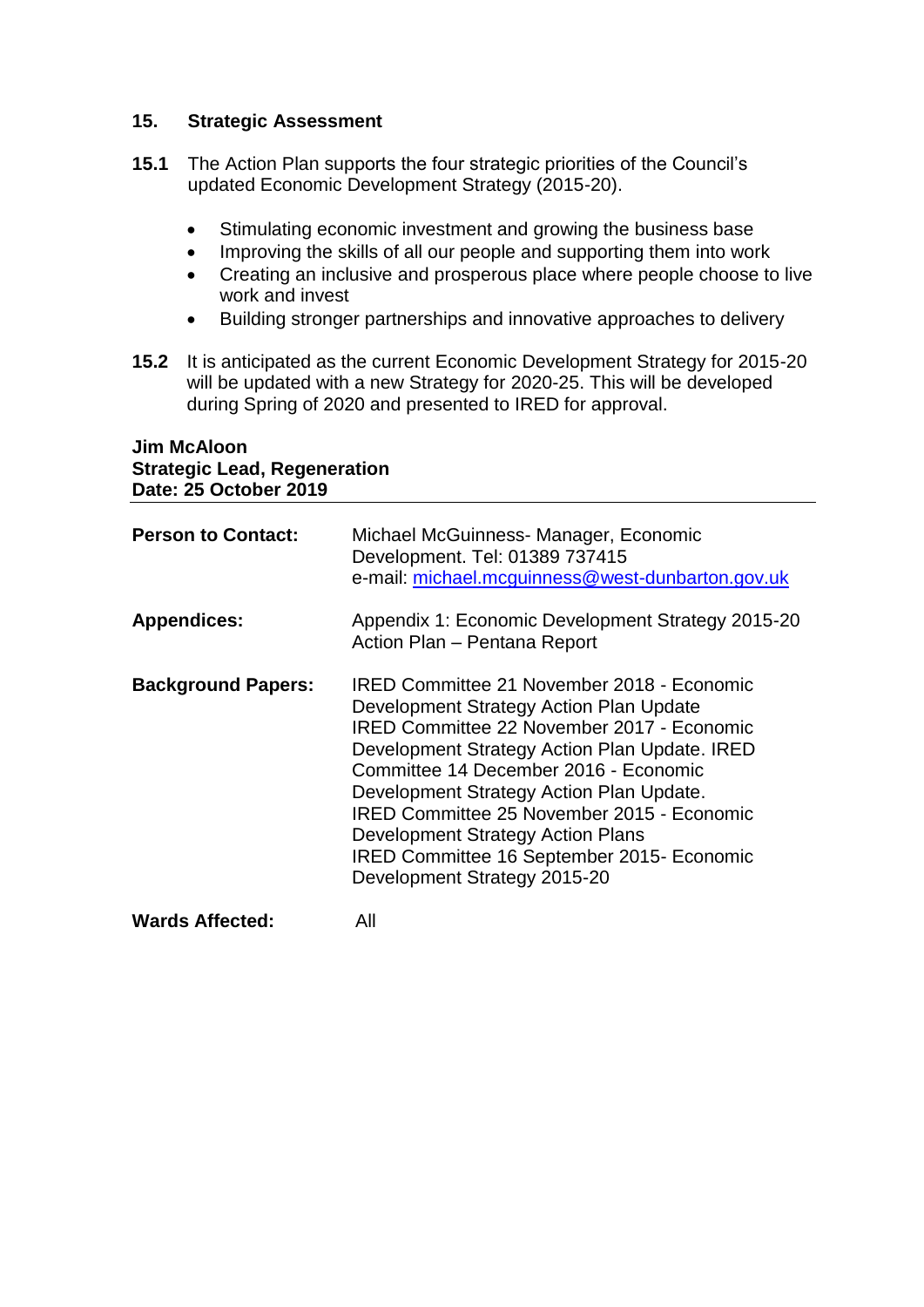## 15. Strategic Assessment

**15.1** The Action Plan supports the four strategic priorities of the Council's updated Economic Development Strategy (2015-20).

- Stimulating economic investment and growing the business base
- Improving the skills of all our people and supporting them into work
- Creating an inclusive and prosperous place where people choose to live work and invest
- Building stronger partnerships and innovative approaches to delivery

**15.2** It is anticipated as the current Economic Development Strategy for 2015-20 will be updated with a new Strategy for 2020-25. This will be developed during Spring of 2020 and presented to IRED for approval.

**Jim McAloon**
**Strategic Lead, Regeneration**
**Date: 25 October 2019**

---

| | |
|---|---|
| **Person to Contact:** | Michael McGuinness- Manager, Economic Development. Tel: 01389 737415<br>e-mail: michael.mcguinness@west-dunbarton.gov.uk |
| **Appendices:** | Appendix 1: Economic Development Strategy 2015-20 Action Plan – Pentana Report |
| **Background Papers:** | IRED Committee 21 November 2018 - Economic Development Strategy Action Plan Update<br>IRED Committee 22 November 2017 - Economic Development Strategy Action Plan Update. IRED Committee 14 December 2016 - Economic Development Strategy Action Plan Update.<br>IRED Committee 25 November 2015 - Economic Development Strategy Action Plans<br>IRED Committee 16 September 2015- Economic Development Strategy 2015-20 |
| **Wards Affected:** | All |